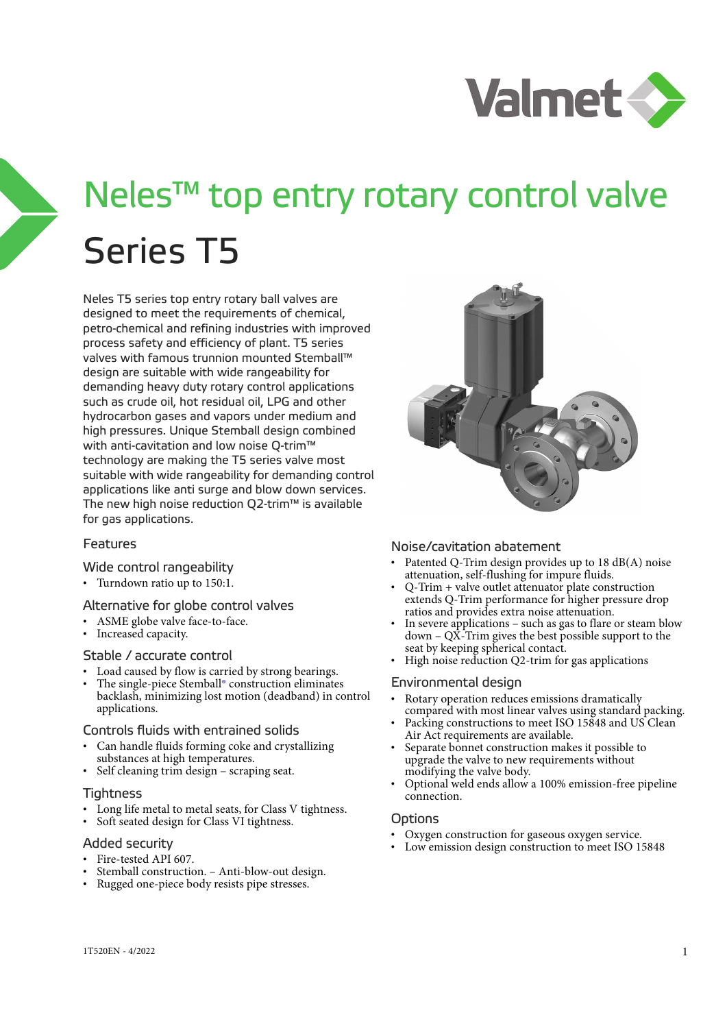# Neles™ top entry rotary control valve

# Series T5

Neles T5 series top entry rotary ball valves are designed to meet the requirements of chemical, petro-chemical and refining industries with improved process safety and efficiency of plant. T5 series valves with famous trunnion mounted Stemball™ design are suitable with wide rangeability for demanding heavy duty rotary control applications such as crude oil, hot residual oil, LPG and other hydrocarbon gases and vapors under medium and high pressures. Unique Stemball design combined with anti-cavitation and low noise Q-trim™ technology are making the T5 series valve most suitable with wide rangeability for demanding control applications like anti surge and blow down services. The new high noise reduction Q2-trim™ is available for gas applications.

## Features

### Wide control rangeability

- Turndown ratio up to 150:1.

### Alternative for globe control valves

- ASME globe valve face-to-face.
- Increased capacity.

### Stable / accurate control

- Load caused by flow is carried by strong bearings.
- The single-piece Stemball® construction eliminates backlash, minimizing lost motion (deadband) in control applications.

### Controls fluids with entrained solids

- Can handle fluids forming coke and crystallizing substances at high temperatures.
- Self cleaning trim design – scraping seat.

### Tightness

- Long life metal to metal seats, for Class V tightness.
- Soft seated design for Class VI tightness.

### Added security

- Fire-tested API 607.
- Stemball construction. – Anti-blow-out design.
- Rugged one-piece body resists pipe stresses.

### Noise/cavitation abatement

- Patented Q-Trim design provides up to 18 dB(A) noise attenuation, self-flushing for impure fluids.
- Q-Trim + valve outlet attenuator plate construction extends Q-Trim performance for higher pressure drop ratios and provides extra noise attenuation.
- In severe applications – such as gas to flare or steam blow down – QX-Trim gives the best possible support to the seat by keeping spherical contact.
- High noise reduction Q2-trim for gas applications

### Environmental design

- Rotary operation reduces emissions dramatically compared with most linear valves using standard packing.
- Packing constructions to meet ISO 15848 and US Clean Air Act requirements are available.
- Separate bonnet construction makes it possible to upgrade the valve to new requirements without modifying the valve body.
- Optional weld ends allow a 100% emission-free pipeline connection.

### Options

- Oxygen construction for gaseous oxygen service.
- Low emission design construction to meet ISO 15848

1T520EN - 4/2022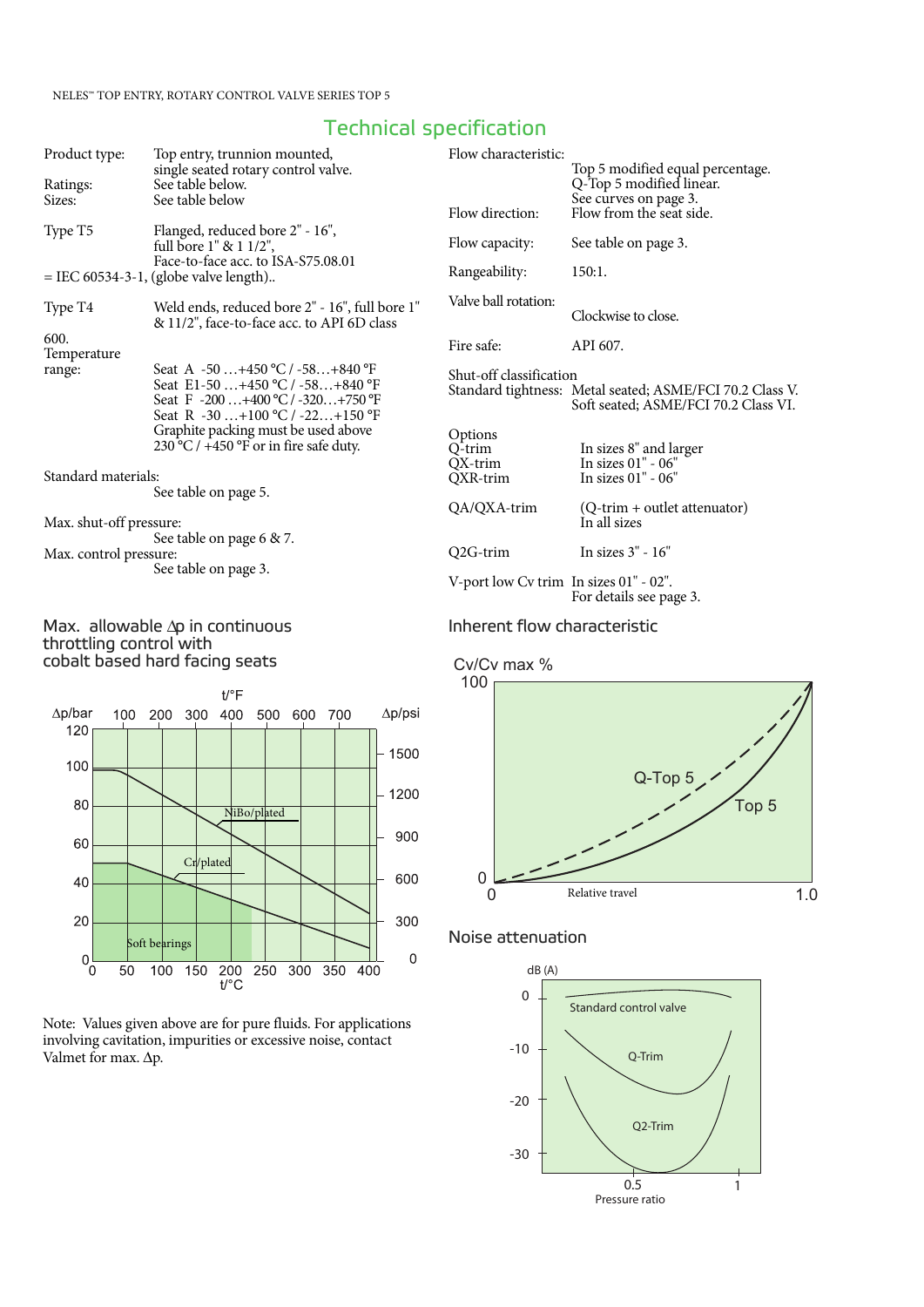## Technical specification

**Product type:** Top entry, trunnion mounted, single seated rotary control valve.

**Ratings:** See table below.

**Sizes:** See table below

**Type T5** Flanged, reduced bore 2" - 16", full bore 1" & 1 1/2", Face-to-face acc. to ISA-S75.08.01 = IEC 60534-3-1, (globe valve length)..

**Type T4** Weld ends, reduced bore 2" - 16", full bore 1" & 11/2", face-to-face acc. to API 6D class 600.

**Temperature range:**

- Seat A -50 …+450 °C / -58…+840 °F
- Seat E1-50 …+450 °C / -58…+840 °F
- Seat F -200 …+400 °C / -320…+750 °F
- Seat R -30 …+100 °C / -22…+150 °F

Graphite packing must be used above 230 °C / +450 °F or in fire safe duty.

**Standard materials:** See table on page 5.

**Max. shut-off pressure:** See table on page 6 & 7.

**Max. control pressure:** See table on page 3.

**Flow characteristic:** Top 5 modified equal percentage. Q-Top 5 modified linear. See curves on page 3.

**Flow direction:** Flow from the seat side.

**Flow capacity:** See table on page 3.

**Rangeability:** 150:1.

**Valve ball rotation:** Clockwise to close.

**Fire safe:** API 607.

**Shut-off classification**
**Standard tightness:** Metal seated; ASME/FCI 70.2 Class V. Soft seated; ASME/FCI 70.2 Class VI.

**Options**

| | |
|---|---|
| Q-trim | In sizes 8" and larger |
| QX-trim | In sizes 01" - 06" |
| QXR-trim | In sizes 01" - 06" |
| QA/QXA-trim | (Q-trim + outlet attenuator) In all sizes |
| Q2G-trim | In sizes 3" - 16" |
| V-port low Cv trim | In sizes 01" - 02". For details see page 3. |

### Max. allowable Δp in continuous throttling control with cobalt based hard facing seats

Δp/bar (0–120), Δp/psi (0–1500), t/°C (0–400), t/°F (100–700). Curves: NiBo/plated, Cr/plated, Soft bearings.

Note: Values given above are for pure fluids. For applications involving cavitation, impurities or excessive noise, contact Valmet for max. Δp.

### Inherent flow characteristic

Cv/Cv max % (0–100) vs. Relative travel (0–1.0). Curves: Q-Top 5, Top 5.

### Noise attenuation

dB (A) (0 to -30) vs. Pressure ratio (0.5, 1). Curves: Standard control valve, Q-Trim, Q2-Trim.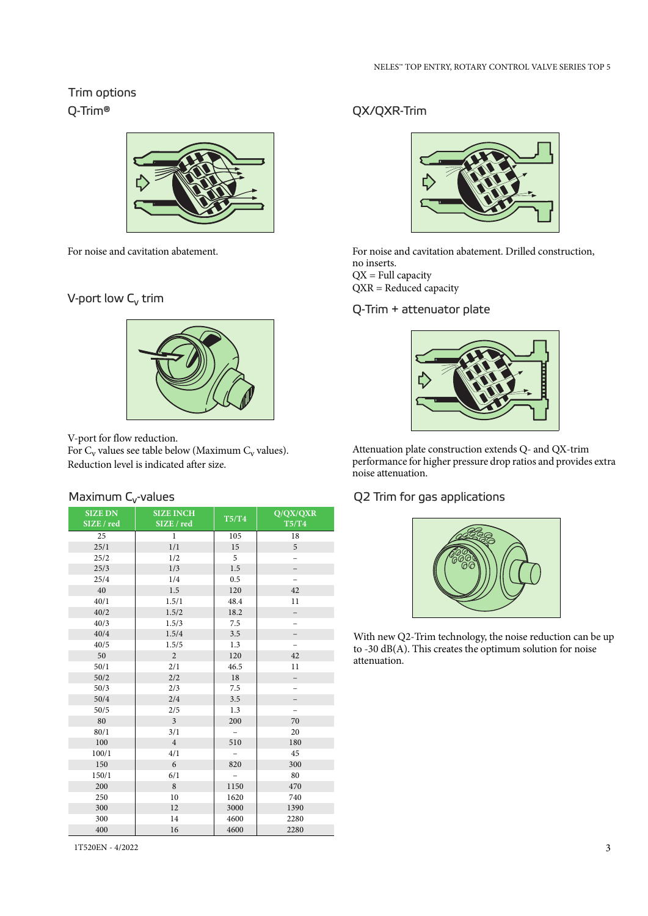## Trim options

### Q-Trim®

For noise and cavitation abatement.

### V-port low $C_v$ trim

V-port for flow reduction.
For $C_v$ values see table below (Maximum $C_v$ values).
Reduction level is indicated after size.

### Maximum $C_v$-values

| SIZE DN SIZE / red | SIZE INCH SIZE / red | T5/T4 | Q/QX/QXR T5/T4 |
|---|---|---|---|
| 25 | 1 | 105 | 18 |
| 25/1 | 1/1 | 15 | 5 |
| 25/2 | 1/2 | 5 | – |
| 25/3 | 1/3 | 1.5 | – |
| 25/4 | 1/4 | 0.5 | – |
| 40 | 1.5 | 120 | 42 |
| 40/1 | 1.5/1 | 48.4 | 11 |
| 40/2 | 1.5/2 | 18.2 | – |
| 40/3 | 1.5/3 | 7.5 | – |
| 40/4 | 1.5/4 | 3.5 | – |
| 40/5 | 1.5/5 | 1.3 | – |
| 50 | 2 | 120 | 42 |
| 50/1 | 2/1 | 46.5 | 11 |
| 50/2 | 2/2 | 18 | – |
| 50/3 | 2/3 | 7.5 | – |
| 50/4 | 2/4 | 3.5 | – |
| 50/5 | 2/5 | 1.3 | – |
| 80 | 3 | 200 | 70 |
| 80/1 | 3/1 | – | 20 |
| 100 | 4 | 510 | 180 |
| 100/1 | 4/1 | – | 45 |
| 150 | 6 | 820 | 300 |
| 150/1 | 6/1 | – | 80 |
| 200 | 8 | 1150 | 470 |
| 250 | 10 | 1620 | 740 |
| 300 | 12 | 3000 | 1390 |
| 300 | 14 | 4600 | 2280 |
| 400 | 16 | 4600 | 2280 |

### QX/QXR-Trim

For noise and cavitation abatement. Drilled construction, no inserts.
QX = Full capacity
QXR = Reduced capacity

### Q-Trim + attenuator plate

Attenuation plate construction extends Q- and QX-trim performance for higher pressure drop ratios and provides extra noise attenuation.

### Q2 Trim for gas applications

With new Q2-Trim technology, the noise reduction can be up to -30 dB(A). This creates the optimum solution for noise attenuation.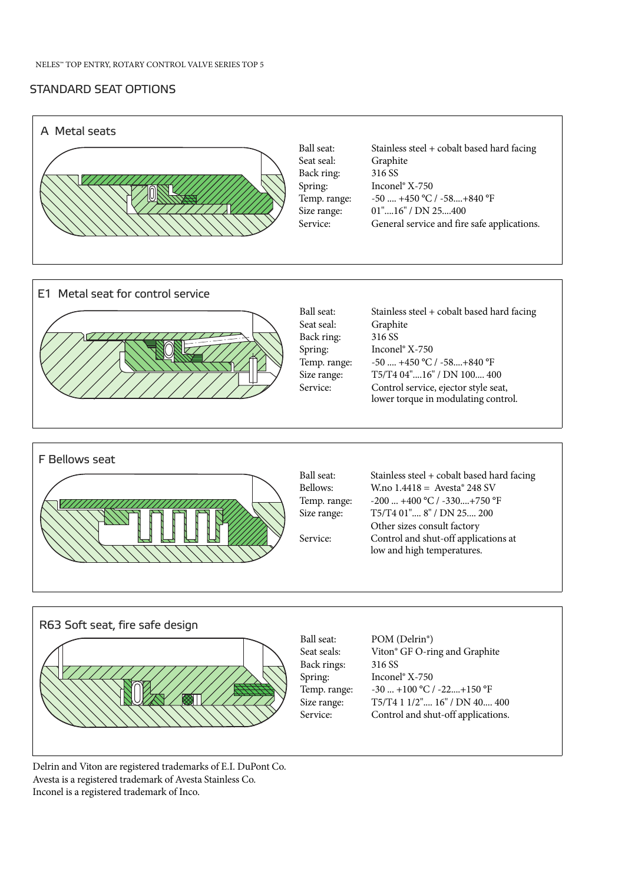## STANDARD SEAT OPTIONS

### A Metal seats

| | |
|---|---|
| Ball seat: | Stainless steel + cobalt based hard facing |
| Seat seal: | Graphite |
| Back ring: | 316 SS |
| Spring: | Inconel® X-750 |
| Temp. range: | -50 .... +450 °C / -58....+840 °F |
| Size range: | 01"....16" / DN 25....400 |
| Service: | General service and fire safe applications. |

### E1 Metal seat for control service

| | |
|---|---|
| Ball seat: | Stainless steel + cobalt based hard facing |
| Seat seal: | Graphite |
| Back ring: | 316 SS |
| Spring: | Inconel® X-750 |
| Temp. range: | -50 .... +450 °C / -58....+840 °F |
| Size range: | T5/T4 04"....16" / DN 100.... 400 |
| Service: | Control service, ejector style seat, lower torque in modulating control. |

### F Bellows seat

| | |
|---|---|
| Ball seat: | Stainless steel + cobalt based hard facing |
| Bellows: | W.no 1.4418 = Avesta® 248 SV |
| Temp. range: | -200 ... +400 °C / -330....+750 °F |
| Size range: | T5/T4 01".... 8" / DN 25.... 200<br>Other sizes consult factory |
| Service: | Control and shut-off applications at low and high temperatures. |

### R63 Soft seat, fire safe design

| | |
|---|---|
| Ball seat: | POM (Delrin®) |
| Seat seals: | Viton® GF O-ring and Graphite |
| Back rings: | 316 SS |
| Spring: | Inconel® X-750 |
| Temp. range: | -30 ... +100 °C / -22....+150 °F |
| Size range: | T5/T4 1 1/2".... 16" / DN 40.... 400 |
| Service: | Control and shut-off applications. |

Delrin and Viton are registered trademarks of E.I. DuPont Co.
Avesta is a registered trademark of Avesta Stainless Co.
Inconel is a registered trademark of Inco.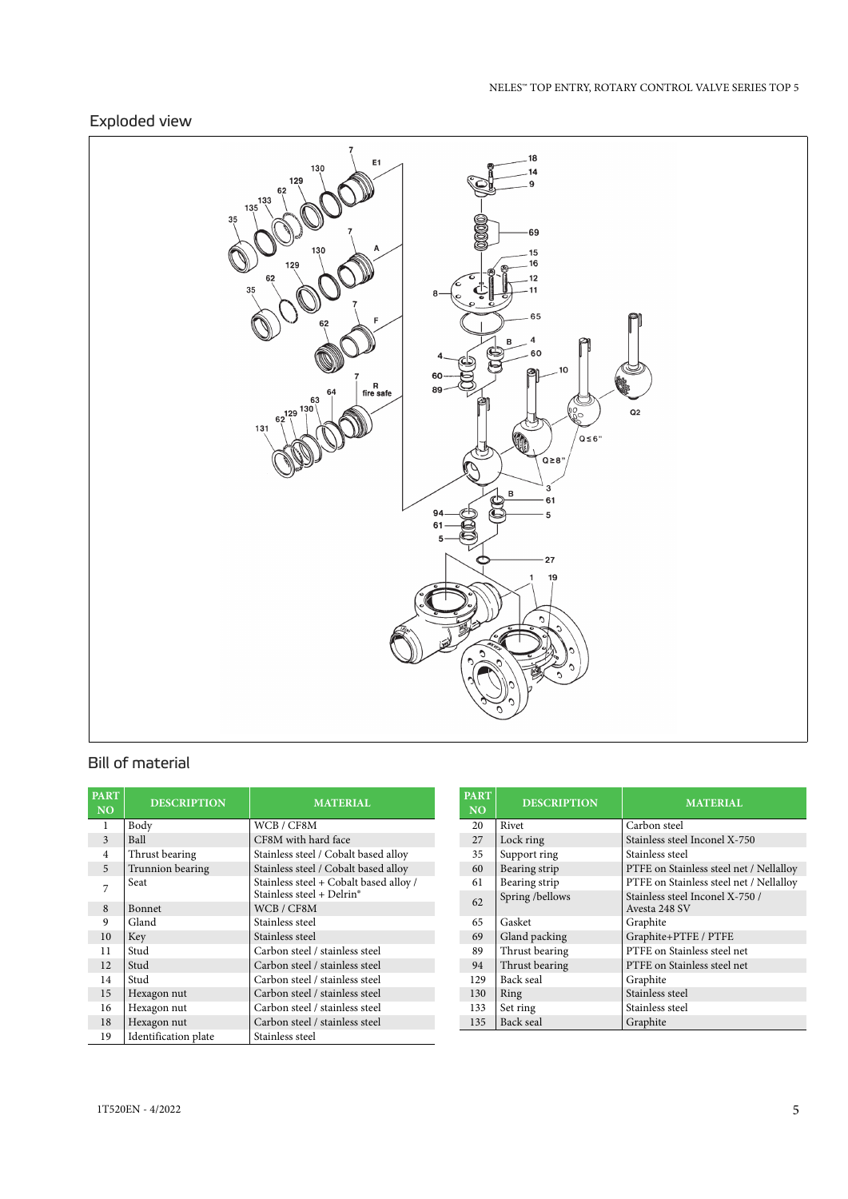## Exploded view

## Bill of material

| PART NO | DESCRIPTION | MATERIAL |
|---|---|---|
| 1 | Body | WCB / CF8M |
| 3 | Ball | CF8M with hard face |
| 4 | Thrust bearing | Stainless steel / Cobalt based alloy |
| 5 | Trunnion bearing | Stainless steel / Cobalt based alloy |
| 7 | Seat | Stainless steel + Cobalt based alloy / Stainless steel + Delrin® |
| 8 | Bonnet | WCB / CF8M |
| 9 | Gland | Stainless steel |
| 10 | Key | Stainless steel |
| 11 | Stud | Carbon steel / stainless steel |
| 12 | Stud | Carbon steel / stainless steel |
| 14 | Stud | Carbon steel / stainless steel |
| 15 | Hexagon nut | Carbon steel / stainless steel |
| 16 | Hexagon nut | Carbon steel / stainless steel |
| 18 | Hexagon nut | Carbon steel / stainless steel |
| 19 | Identification plate | Stainless steel |

| PART NO | DESCRIPTION | MATERIAL |
|---|---|---|
| 20 | Rivet | Carbon steel |
| 27 | Lock ring | Stainless steel Inconel X-750 |
| 35 | Support ring | Stainless steel |
| 60 | Bearing strip | PTFE on Stainless steel net / Nellalloy |
| 61 | Bearing strip | PTFE on Stainless steel net / Nellalloy |
| 62 | Spring /bellows | Stainless steel Inconel X-750 / Avesta 248 SV |
| 65 | Gasket | Graphite |
| 69 | Gland packing | Graphite+PTFE / PTFE |
| 89 | Thrust bearing | PTFE on Stainless steel net |
| 94 | Thrust bearing | PTFE on Stainless steel net |
| 129 | Back seal | Graphite |
| 130 | Ring | Stainless steel |
| 133 | Set ring | Stainless steel |
| 135 | Back seal | Graphite |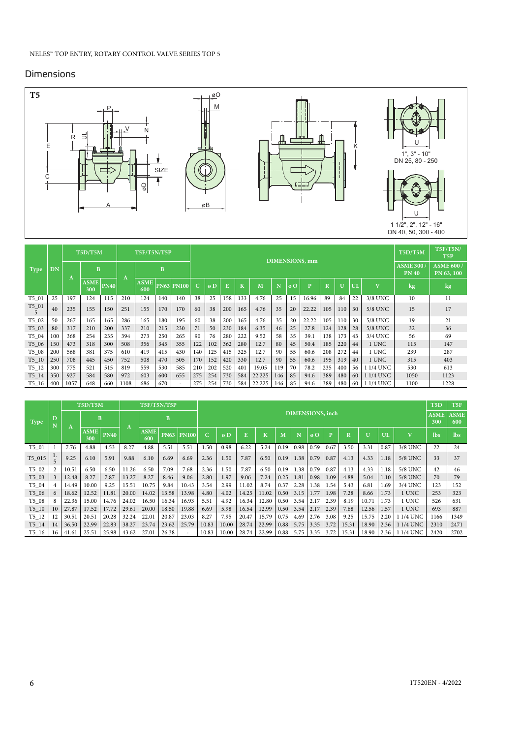## Dimensions

**T5**

1", 3" - 10"
DN 25, 80 - 250

1 1/2", 2", 12" - 16"
DN 40, 50, 300 - 400

| Type | DN | T5D/T5M | | | T5F/T5N/T5P | | | | DIMENSIONS, mm | | | | | | | | | | | | T5D/T5M | T5F/T5N/T5P |
|---|---|---|---|---|---|---|---|---|---|---|---|---|---|---|---|---|---|---|---|---|---|---|
| | | A | B | | A | B | | | | | | | | | | | | | | | ASME 300 / PN 40 | ASME 600 / PN 63, 100 |
| | | | ASME 300 | PN40 | | ASME 600 | PN63 | PN100 | C | ø D | E | K | M | N | ø O | P | R | U | UL | V | kg | kg |
| T5_01 | 25 | 197 | 124 | 115 | 210 | 124 | 140 | 140 | 38 | 25 | 158 | 133 | 4.76 | 25 | 15 | 16.96 | 89 | 84 | 22 | 3/8 UNC | 10 | 11 |
| T5_015 | 40 | 235 | 155 | 150 | 251 | 155 | 170 | 170 | 60 | 38 | 200 | 165 | 4.76 | 35 | 20 | 22.22 | 105 | 110 | 30 | 5/8 UNC | 15 | 17 |
| T5_02 | 50 | 267 | 165 | 165 | 286 | 165 | 180 | 195 | 60 | 38 | 200 | 165 | 4.76 | 35 | 20 | 22.22 | 105 | 110 | 30 | 5/8 UNC | 19 | 21 |
| T5_03 | 80 | 317 | 210 | 200 | 337 | 210 | 215 | 230 | 71 | 50 | 230 | 184 | 6.35 | 46 | 25 | 27.8 | 124 | 128 | 28 | 5/8 UNC | 32 | 36 |
| T5_04 | 100 | 368 | 254 | 235 | 394 | 273 | 250 | 265 | 90 | 76 | 280 | 222 | 9.52 | 58 | 35 | 39.1 | 138 | 173 | 43 | 3/4 UNC | 56 | 69 |
| T5_06 | 150 | 473 | 318 | 300 | 508 | 356 | 345 | 355 | 122 | 102 | 362 | 280 | 12.7 | 80 | 45 | 50.4 | 185 | 220 | 44 | 1 UNC | 115 | 147 |
| T5_08 | 200 | 568 | 381 | 375 | 610 | 419 | 415 | 430 | 140 | 125 | 415 | 325 | 12.7 | 90 | 55 | 60.6 | 208 | 272 | 44 | 1 UNC | 239 | 287 |
| T5_10 | 250 | 708 | 445 | 450 | 752 | 508 | 470 | 505 | 170 | 152 | 420 | 330 | 12.7 | 90 | 55 | 60.6 | 195 | 319 | 40 | 1 UNC | 315 | 403 |
| T5_12 | 300 | 775 | 521 | 515 | 819 | 559 | 530 | 585 | 210 | 202 | 520 | 401 | 19.05 | 119 | 70 | 78.2 | 235 | 400 | 56 | 1 1/4 UNC | 530 | 613 |
| T5_14 | 350 | 927 | 584 | 580 | 972 | 603 | 600 | 655 | 275 | 254 | 730 | 584 | 22.225 | 146 | 85 | 94.6 | 389 | 480 | 60 | 1 1/4 UNC | 1050 | 1123 |
| T5_16 | 400 | 1057 | 648 | 660 | 1108 | 686 | 670 | - | 275 | 254 | 730 | 584 | 22.225 | 146 | 85 | 94.6 | 389 | 480 | 60 | 1 1/4 UNC | 1100 | 1228 |

| Type | DN | T5D/T5M | | | T5F/T5N/T5P | | | | DIMENSIONS, inch | | | | | | | | | | | | T5D | T5F |
|---|---|---|---|---|---|---|---|---|---|---|---|---|---|---|---|---|---|---|---|---|---|---|
| | | A | B | | A | B | | | | | | | | | | | | | | | ASME 300 | ASME 600 |
| | | | ASME 300 | PN40 | | ASME 600 | PN63 | PN100 | C | ø D | E | K | M | N | ø O | P | R | U | UL | V | lbs | lbs |
| T5_01 | 1 | 7.76 | 4.88 | 4.53 | 8.27 | 4.88 | 5.51 | 5.51 | 1.50 | 0.98 | 6.22 | 5.24 | 0.19 | 0.98 | 0.59 | 0.67 | 3.50 | 3.31 | 0.87 | 3/8 UNC | 22 | 24 |
| T5_015 | 1.5 | 9.25 | 6.10 | 5.91 | 9.88 | 6.10 | 6.69 | 6.69 | 2.36 | 1.50 | 7.87 | 6.50 | 0.19 | 1.38 | 0.79 | 0.87 | 4.13 | 4.33 | 1.18 | 5/8 UNC | 33 | 37 |
| T5_02 | 2 | 10.51 | 6.50 | 6.50 | 11.26 | 6.50 | 7.09 | 7.68 | 2.36 | 1.50 | 7.87 | 6.50 | 0.19 | 1.38 | 0.79 | 0.87 | 4.13 | 4.33 | 1.18 | 5/8 UNC | 42 | 46 |
| T5_03 | 3 | 12.48 | 8.27 | 7.87 | 13.27 | 8.27 | 8.46 | 9.06 | 2.80 | 1.97 | 9.06 | 7.24 | 0.25 | 1.81 | 0.98 | 1.09 | 4.88 | 5.04 | 1.10 | 5/8 UNC | 70 | 79 |
| T5_04 | 4 | 14.49 | 10.00 | 9.25 | 15.51 | 10.75 | 9.84 | 10.43 | 3.54 | 2.99 | 11.02 | 8.74 | 0.37 | 2.28 | 1.38 | 1.54 | 5.43 | 6.81 | 1.69 | 3/4 UNC | 123 | 152 |
| T5_06 | 6 | 18.62 | 12.52 | 11.81 | 20.00 | 14.02 | 13.58 | 13.98 | 4.80 | 4.02 | 14.25 | 11.02 | 0.50 | 3.15 | 1.77 | 1.98 | 7.28 | 8.66 | 1.73 | 1 UNC | 253 | 323 |
| T5_08 | 8 | 22.36 | 15.00 | 14.76 | 24.02 | 16.50 | 16.34 | 16.93 | 5.51 | 4.92 | 16.34 | 12.80 | 0.50 | 3.54 | 2.17 | 2.39 | 8.19 | 10.71 | 1.73 | 1 UNC | 526 | 631 |
| T5_10 | 10 | 27.87 | 17.52 | 17.72 | 29.61 | 20.00 | 18.50 | 19.88 | 6.69 | 5.98 | 16.54 | 12.99 | 0.50 | 3.54 | 2.17 | 2.39 | 7.68 | 12.56 | 1.57 | 1 UNC | 693 | 887 |
| T5_12 | 12 | 30.51 | 20.51 | 20.28 | 32.24 | 22.01 | 20.87 | 23.03 | 8.27 | 7.95 | 20.47 | 15.79 | 0.75 | 4.69 | 2.76 | 3.08 | 9.25 | 15.75 | 2.20 | 1 1/4 UNC | 1166 | 1349 |
| T5_14 | 14 | 36.50 | 22.99 | 22.83 | 38.27 | 23.74 | 23.62 | 25.79 | 10.83 | 10.00 | 28.74 | 22.99 | 0.88 | 5.75 | 3.35 | 3.72 | 15.31 | 18.90 | 2.36 | 1 1/4 UNC | 2310 | 2471 |
| T5_16 | 16 | 41.61 | 25.51 | 25.98 | 43.62 | 27.01 | 26.38 | - | 10.83 | 10.00 | 28.74 | 22.99 | 0.88 | 5.75 | 3.35 | 3.72 | 15.31 | 18.90 | 2.36 | 1 1/4 UNC | 2420 | 2702 |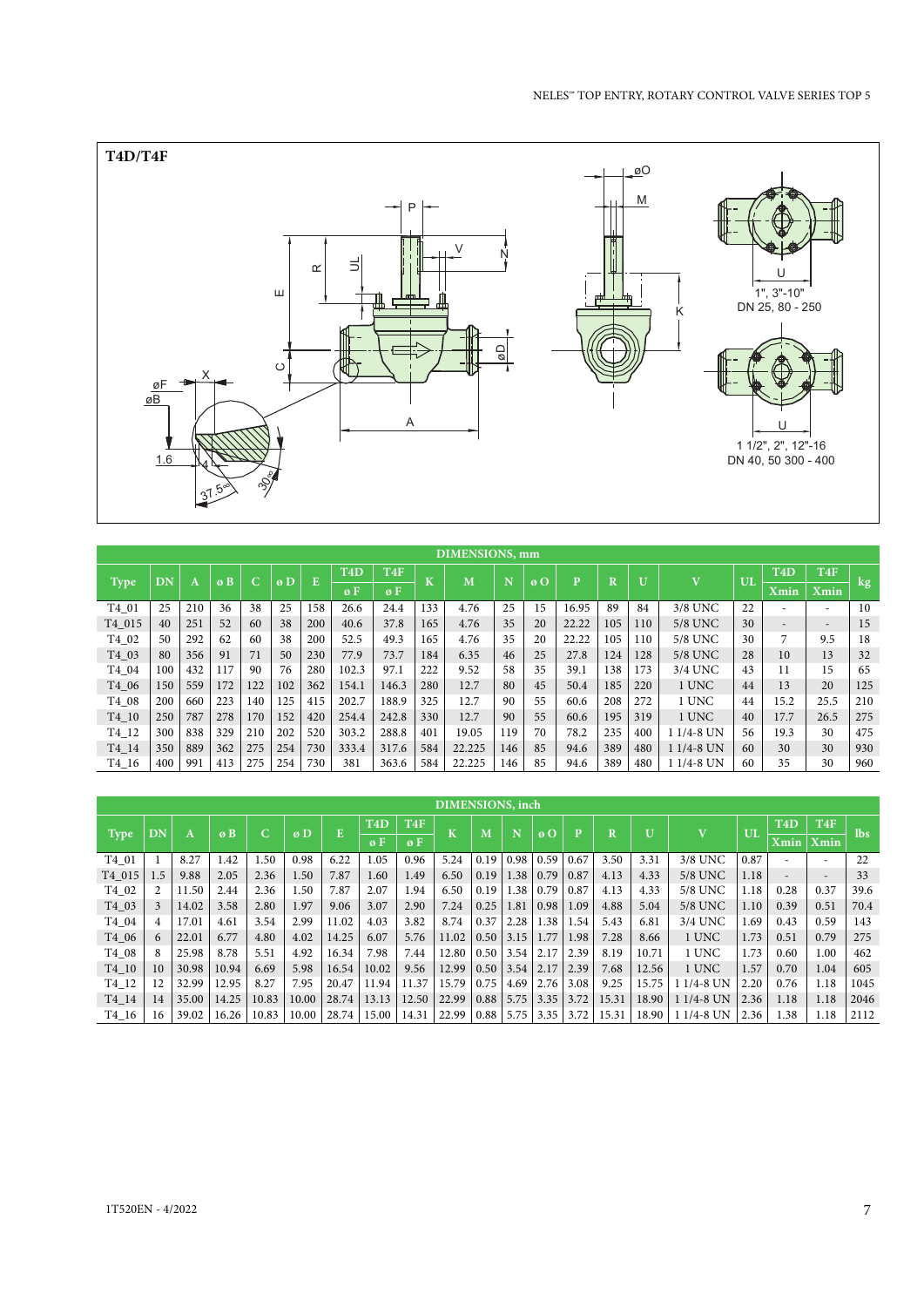## T4D/T4F

1", 3"-10"
DN 25, 80 - 250

1 1/2", 2", 12"-16
DN 40, 50 300 - 400

| Type | DN | A | ø B | C | ø D | E | T4D | T4F | K | M | N | ø O | P | R | U | V | UL | T4D | T4F | kg |
|---|---|---|---|---|---|---|---|---|---|---|---|---|---|---|---|---|---|---|---|---|
| | | | | | | | ø F | ø F | | | | | | | | | | Xmin | Xmin | |
| T4_01 | 25 | 210 | 36 | 38 | 25 | 158 | 26.6 | 24.4 | 133 | 4.76 | 25 | 15 | 16.95 | 89 | 84 | 3/8 UNC | 22 | - | - | 10 |
| T4_015 | 40 | 251 | 52 | 60 | 38 | 200 | 40.6 | 37.8 | 165 | 4.76 | 35 | 20 | 22.22 | 105 | 110 | 5/8 UNC | 30 | - | - | 15 |
| T4_02 | 50 | 292 | 62 | 60 | 38 | 200 | 52.5 | 49.3 | 165 | 4.76 | 35 | 20 | 22.22 | 105 | 110 | 5/8 UNC | 30 | 7 | 9.5 | 18 |
| T4_03 | 80 | 356 | 91 | 71 | 50 | 230 | 77.9 | 73.7 | 184 | 6.35 | 46 | 25 | 27.8 | 124 | 128 | 5/8 UNC | 28 | 10 | 13 | 32 |
| T4_04 | 100 | 432 | 117 | 90 | 76 | 280 | 102.3 | 97.1 | 222 | 9.52 | 58 | 35 | 39.1 | 138 | 173 | 3/4 UNC | 43 | 11 | 15 | 65 |
| T4_06 | 150 | 559 | 172 | 122 | 102 | 362 | 154.1 | 146.3 | 280 | 12.7 | 80 | 45 | 50.4 | 185 | 220 | 1 UNC | 44 | 13 | 20 | 125 |
| T4_08 | 200 | 660 | 223 | 140 | 125 | 415 | 202.7 | 188.9 | 325 | 12.7 | 90 | 55 | 60.6 | 208 | 272 | 1 UNC | 44 | 15.2 | 25.5 | 210 |
| T4_10 | 250 | 787 | 278 | 170 | 152 | 420 | 254.4 | 242.8 | 330 | 12.7 | 90 | 55 | 60.6 | 195 | 319 | 1 UNC | 40 | 17.7 | 26.5 | 275 |
| T4_12 | 300 | 838 | 329 | 210 | 202 | 520 | 303.2 | 288.8 | 401 | 19.05 | 119 | 70 | 78.2 | 235 | 400 | 1 1/4-8 UN | 56 | 19.3 | 30 | 475 |
| T4_14 | 350 | 889 | 362 | 275 | 254 | 730 | 333.4 | 317.6 | 584 | 22.225 | 146 | 85 | 94.6 | 389 | 480 | 1 1/4-8 UN | 60 | 30 | 30 | 930 |
| T4_16 | 400 | 991 | 413 | 275 | 254 | 730 | 381 | 363.6 | 584 | 22.225 | 146 | 85 | 94.6 | 389 | 480 | 1 1/4-8 UN | 60 | 35 | 30 | 960 |

DIMENSIONS, mm

| Type | DN | A | ø B | C | ø D | E | T4D | T4F | K | M | N | ø O | P | R | U | V | UL | T4D | T4F | lbs |
|---|---|---|---|---|---|---|---|---|---|---|---|---|---|---|---|---|---|---|---|---|
| | | | | | | | ø F | ø F | | | | | | | | | | Xmin | Xmin | |
| T4_01 | 1 | 8.27 | 1.42 | 1.50 | 0.98 | 6.22 | 1.05 | 0.96 | 5.24 | 0.19 | 0.98 | 0.59 | 0.67 | 3.50 | 3.31 | 3/8 UNC | 0.87 | - | - | 22 |
| T4_015 | 1.5 | 9.88 | 2.05 | 2.36 | 1.50 | 7.87 | 1.60 | 1.49 | 6.50 | 0.19 | 1.38 | 0.79 | 0.87 | 4.13 | 4.33 | 5/8 UNC | 1.18 | - | - | 33 |
| T4_02 | 2 | 11.50 | 2.44 | 2.36 | 1.50 | 7.87 | 2.07 | 1.94 | 6.50 | 0.19 | 1.38 | 0.79 | 0.87 | 4.13 | 4.33 | 5/8 UNC | 1.18 | 0.28 | 0.37 | 39.6 |
| T4_03 | 3 | 14.02 | 3.58 | 2.80 | 1.97 | 9.06 | 3.07 | 2.90 | 7.24 | 0.25 | 1.81 | 0.98 | 1.09 | 4.88 | 5.04 | 5/8 UNC | 1.10 | 0.39 | 0.51 | 70.4 |
| T4_04 | 4 | 17.01 | 4.61 | 3.54 | 2.99 | 11.02 | 4.03 | 3.82 | 8.74 | 0.37 | 2.28 | 1.38 | 1.54 | 5.43 | 6.81 | 3/4 UNC | 1.69 | 0.43 | 0.59 | 143 |
| T4_06 | 6 | 22.01 | 6.77 | 4.80 | 4.02 | 14.25 | 6.07 | 5.76 | 11.02 | 0.50 | 3.15 | 1.77 | 1.98 | 7.28 | 8.66 | 1 UNC | 1.73 | 0.51 | 0.79 | 275 |
| T4_08 | 8 | 25.98 | 8.78 | 5.51 | 4.92 | 16.34 | 7.98 | 7.44 | 12.80 | 0.50 | 3.54 | 2.17 | 2.39 | 8.19 | 10.71 | 1 UNC | 1.73 | 0.60 | 1.00 | 462 |
| T4_10 | 10 | 30.98 | 10.94 | 6.69 | 5.98 | 16.54 | 10.02 | 9.56 | 12.99 | 0.50 | 3.54 | 2.17 | 2.39 | 7.68 | 12.56 | 1 UNC | 1.57 | 0.70 | 1.04 | 605 |
| T4_12 | 12 | 32.99 | 12.95 | 8.27 | 7.95 | 20.47 | 11.94 | 11.37 | 15.79 | 0.75 | 4.69 | 2.76 | 3.08 | 9.25 | 15.75 | 1 1/4-8 UN | 2.20 | 0.76 | 1.18 | 1045 |
| T4_14 | 14 | 35.00 | 14.25 | 10.83 | 10.00 | 28.74 | 13.13 | 12.50 | 22.99 | 0.88 | 5.75 | 3.35 | 3.72 | 15.31 | 18.90 | 1 1/4-8 UN | 2.36 | 1.18 | 1.18 | 2046 |
| T4_16 | 16 | 39.02 | 16.26 | 10.83 | 10.00 | 28.74 | 15.00 | 14.31 | 22.99 | 0.88 | 5.75 | 3.35 | 3.72 | 15.31 | 18.90 | 1 1/4-8 UN | 2.36 | 1.38 | 1.18 | 2112 |

DIMENSIONS, inch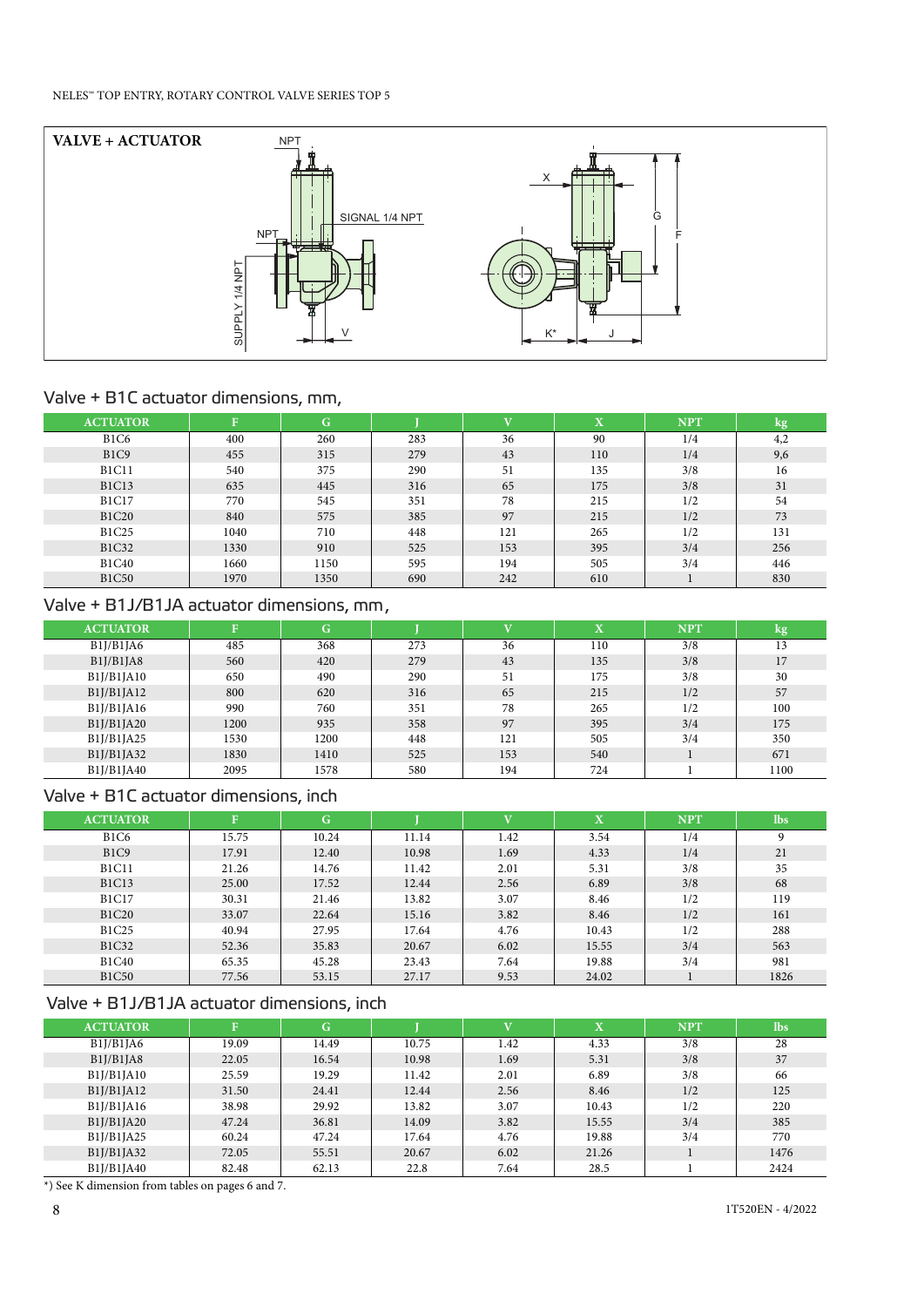## VALVE + ACTUATOR

NPT

SIGNAL 1/4 NPT

NPT

SUPPLY 1/4 NPT

V

X

G

F

K*

J

### Valve + B1C actuator dimensions, mm,

| ACTUATOR | F | G | J | V | X | NPT | kg |
|---|---|---|---|---|---|---|---|
| B1C6 | 400 | 260 | 283 | 36 | 90 | 1/4 | 4,2 |
| B1C9 | 455 | 315 | 279 | 43 | 110 | 1/4 | 9,6 |
| B1C11 | 540 | 375 | 290 | 51 | 135 | 3/8 | 16 |
| B1C13 | 635 | 445 | 316 | 65 | 175 | 3/8 | 31 |
| B1C17 | 770 | 545 | 351 | 78 | 215 | 1/2 | 54 |
| B1C20 | 840 | 575 | 385 | 97 | 215 | 1/2 | 73 |
| B1C25 | 1040 | 710 | 448 | 121 | 265 | 1/2 | 131 |
| B1C32 | 1330 | 910 | 525 | 153 | 395 | 3/4 | 256 |
| B1C40 | 1660 | 1150 | 595 | 194 | 505 | 3/4 | 446 |
| B1C50 | 1970 | 1350 | 690 | 242 | 610 | 1 | 830 |

### Valve + B1J/B1JA actuator dimensions, mm,

| ACTUATOR | F | G | J | V | X | NPT | kg |
|---|---|---|---|---|---|---|---|
| B1J/B1JA6 | 485 | 368 | 273 | 36 | 110 | 3/8 | 13 |
| B1J/B1JA8 | 560 | 420 | 279 | 43 | 135 | 3/8 | 17 |
| B1J/B1JA10 | 650 | 490 | 290 | 51 | 175 | 3/8 | 30 |
| B1J/B1JA12 | 800 | 620 | 316 | 65 | 215 | 1/2 | 57 |
| B1J/B1JA16 | 990 | 760 | 351 | 78 | 265 | 1/2 | 100 |
| B1J/B1JA20 | 1200 | 935 | 358 | 97 | 395 | 3/4 | 175 |
| B1J/B1JA25 | 1530 | 1200 | 448 | 121 | 505 | 3/4 | 350 |
| B1J/B1JA32 | 1830 | 1410 | 525 | 153 | 540 | 1 | 671 |
| B1J/B1JA40 | 2095 | 1578 | 580 | 194 | 724 | 1 | 1100 |

### Valve + B1C actuator dimensions, inch

| ACTUATOR | F | G | J | V | X | NPT | lbs |
|---|---|---|---|---|---|---|---|
| B1C6 | 15.75 | 10.24 | 11.14 | 1.42 | 3.54 | 1/4 | 9 |
| B1C9 | 17.91 | 12.40 | 10.98 | 1.69 | 4.33 | 1/4 | 21 |
| B1C11 | 21.26 | 14.76 | 11.42 | 2.01 | 5.31 | 3/8 | 35 |
| B1C13 | 25.00 | 17.52 | 12.44 | 2.56 | 6.89 | 3/8 | 68 |
| B1C17 | 30.31 | 21.46 | 13.82 | 3.07 | 8.46 | 1/2 | 119 |
| B1C20 | 33.07 | 22.64 | 15.16 | 3.82 | 8.46 | 1/2 | 161 |
| B1C25 | 40.94 | 27.95 | 17.64 | 4.76 | 10.43 | 1/2 | 288 |
| B1C32 | 52.36 | 35.83 | 20.67 | 6.02 | 15.55 | 3/4 | 563 |
| B1C40 | 65.35 | 45.28 | 23.43 | 7.64 | 19.88 | 3/4 | 981 |
| B1C50 | 77.56 | 53.15 | 27.17 | 9.53 | 24.02 | 1 | 1826 |

### Valve + B1J/B1JA actuator dimensions, inch

| ACTUATOR | F | G | J | V | X | NPT | lbs |
|---|---|---|---|---|---|---|---|
| B1J/B1JA6 | 19.09 | 14.49 | 10.75 | 1.42 | 4.33 | 3/8 | 28 |
| B1J/B1JA8 | 22.05 | 16.54 | 10.98 | 1.69 | 5.31 | 3/8 | 37 |
| B1J/B1JA10 | 25.59 | 19.29 | 11.42 | 2.01 | 6.89 | 3/8 | 66 |
| B1J/B1JA12 | 31.50 | 24.41 | 12.44 | 2.56 | 8.46 | 1/2 | 125 |
| B1J/B1JA16 | 38.98 | 29.92 | 13.82 | 3.07 | 10.43 | 1/2 | 220 |
| B1J/B1JA20 | 47.24 | 36.81 | 14.09 | 3.82 | 15.55 | 3/4 | 385 |
| B1J/B1JA25 | 60.24 | 47.24 | 17.64 | 4.76 | 19.88 | 3/4 | 770 |
| B1J/B1JA32 | 72.05 | 55.51 | 20.67 | 6.02 | 21.26 | 1 | 1476 |
| B1J/B1JA40 | 82.48 | 62.13 | 22.8 | 7.64 | 28.5 | 1 | 2424 |

*) See K dimension from tables on pages 6 and 7.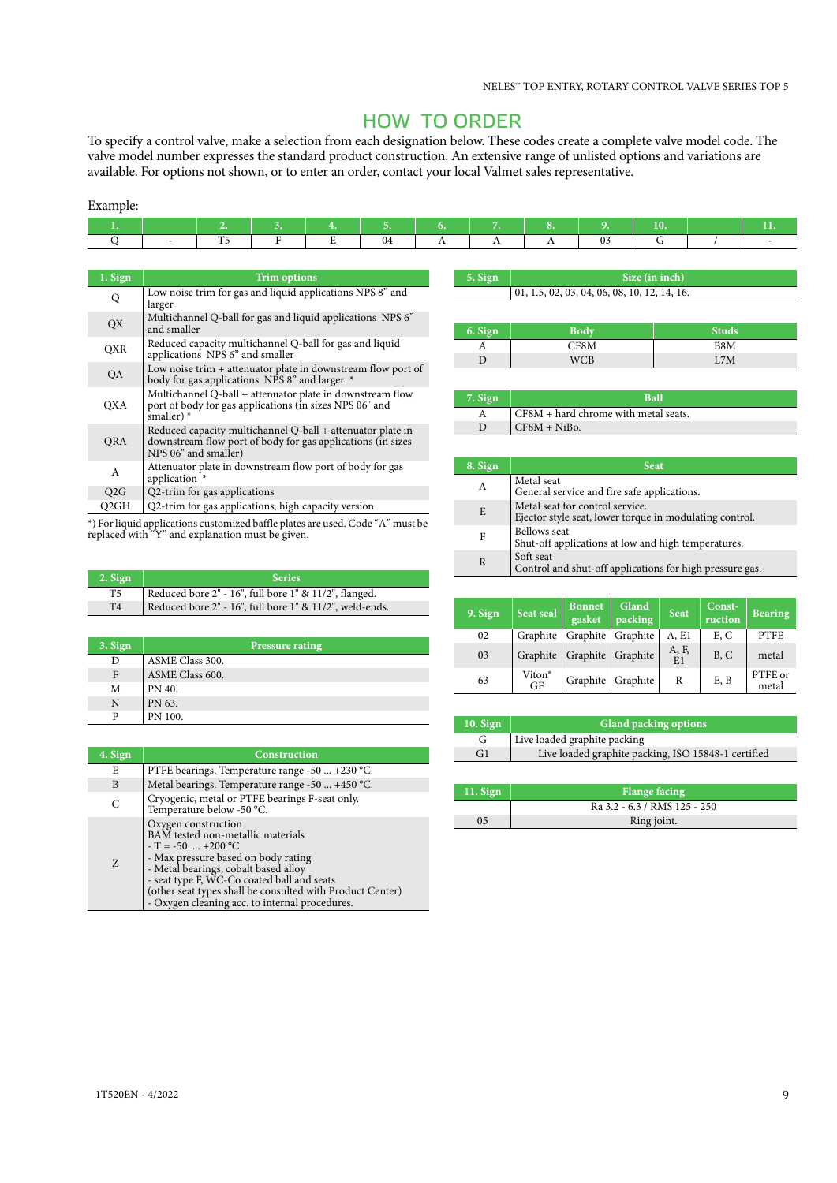# HOW TO ORDER

To specify a control valve, make a selection from each designation below. These codes create a complete valve model code. The valve model number expresses the standard product construction. An extensive range of unlisted options and variations are available. For options not shown, or to enter an order, contact your local Valmet sales representative.

Example:

| 1. | | 2. | 3. | 4. | 5. | 6. | 7. | 8. | 9. | 10. | | 11. |
|---|---|---|---|---|---|---|---|---|---|---|---|---|
| Q | - | T5 | F | E | 04 | A | A | A | 03 | G | / | - |

| 1. Sign | Trim options |
|---|---|
| Q | Low noise trim for gas and liquid applications NPS 8" and larger |
| QX | Multichannel Q-ball for gas and liquid applications NPS 6" and smaller |
| QXR | Reduced capacity multichannel Q-ball for gas and liquid applications NPS 6" and smaller |
| QA | Low noise trim + attenuator plate in downstream flow port of body for gas applications NPS 8" and larger * |
| QXA | Multichannel Q-ball + attenuator plate in downstream flow port of body for gas applications (in sizes NPS 06" and smaller) * |
| QRA | Reduced capacity multichannel Q-ball + attenuator plate in downstream flow port of body for gas applications (in sizes NPS 06" and smaller) |
| A | Attenuator plate in downstream flow port of body for gas application * |
| Q2G | Q2-trim for gas applications |
| Q2GH | Q2-trim for gas applications, high capacity version |

*) For liquid applications customized baffle plates are used. Code "A" must be replaced with "Y" and explanation must be given.

| 2. Sign | Series |
|---|---|
| T5 | Reduced bore 2" - 16", full bore 1" & 11/2", flanged. |
| T4 | Reduced bore 2" - 16", full bore 1" & 11/2", weld-ends. |

| 3. Sign | Pressure rating |
|---|---|
| D | ASME Class 300. |
| F | ASME Class 600. |
| M | PN 40. |
| N | PN 63. |
| P | PN 100. |

| 4. Sign | Construction |
|---|---|
| E | PTFE bearings. Temperature range -50 ... +230 °C. |
| B | Metal bearings. Temperature range -50 ... +450 °C. |
| C | Cryogenic, metal or PTFE bearings F-seat only. Temperature below -50 °C. |
| Z | Oxygen construction<br>BAM tested non-metallic materials<br>- T = -50 ... +200 °C<br>- Max pressure based on body rating<br>- Metal bearings, cobalt based alloy<br>- seat type F, WC-Co coated ball and seats<br>(other seat types shall be consulted with Product Center)<br>- Oxygen cleaning acc. to internal procedures. |

| 5. Sign | Size (in inch) |
|---|---|
| | 01, 1.5, 02, 03, 04, 06, 08, 10, 12, 14, 16. |

| 6. Sign | Body | Studs |
|---|---|---|
| A | CF8M | B8M |
| D | WCB | L7M |

| 7. Sign | Ball |
|---|---|
| A | CF8M + hard chrome with metal seats. |
| D | CF8M + NiBo. |

| 8. Sign | Seat |
|---|---|
| A | Metal seat<br>General service and fire safe applications. |
| E | Metal seat for control service.<br>Ejector style seat, lower torque in modulating control. |
| F | Bellows seat<br>Shut-off applications at low and high temperatures. |
| R | Soft seat<br>Control and shut-off applications for high pressure gas. |

| 9. Sign | Seat seal | Bonnet gasket | Gland packing | Seat | Construction | Bearing |
|---|---|---|---|---|---|---|
| 02 | Graphite | Graphite | Graphite | A, E1 | E, C | PTFE |
| 03 | Graphite | Graphite | Graphite | A, F, E1 | B, C | metal |
| 63 | Viton® GF | Graphite | Graphite | R | E, B | PTFE or metal |

| 10. Sign | Gland packing options |
|---|---|
| G | Live loaded graphite packing |
| G1 | Live loaded graphite packing, ISO 15848-1 certified |

| 11. Sign | Flange facing |
|---|---|
| | Ra 3.2 - 6.3 / RMS 125 - 250 |
| 05 | Ring joint. |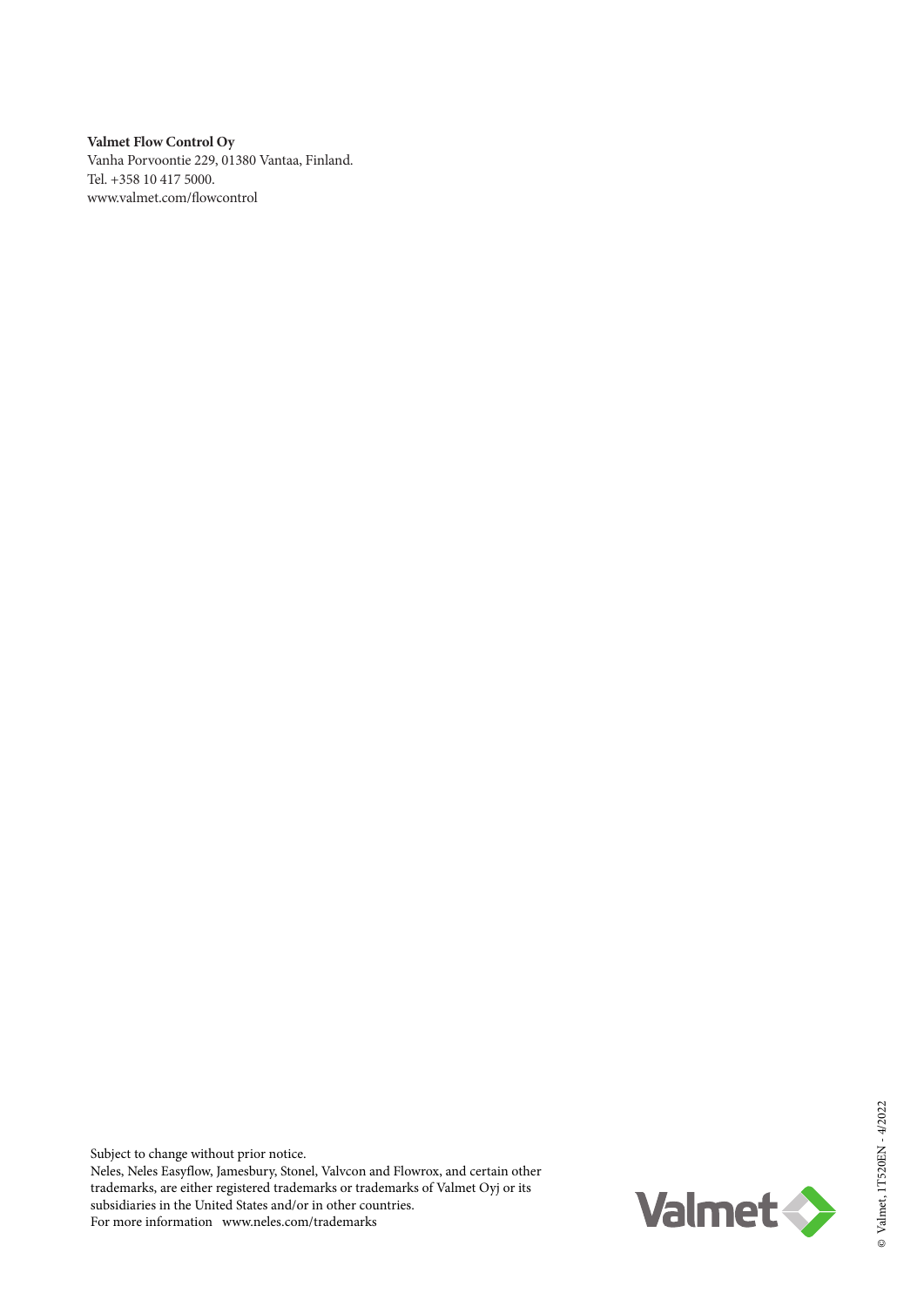**Valmet Flow Control Oy**
Vanha Porvoontie 229, 01380 Vantaa, Finland.
Tel. +358 10 417 5000.
www.valmet.com/flowcontrol

Subject to change without prior notice.
Neles, Neles Easyflow, Jamesbury, Stonel, Valvcon and Flowrox, and certain other trademarks, are either registered trademarks or trademarks of Valmet Oyj or its subsidiaries in the United States and/or in other countries.
For more information www.neles.com/trademarks

© Valmet, 1T520EN - 4/2022